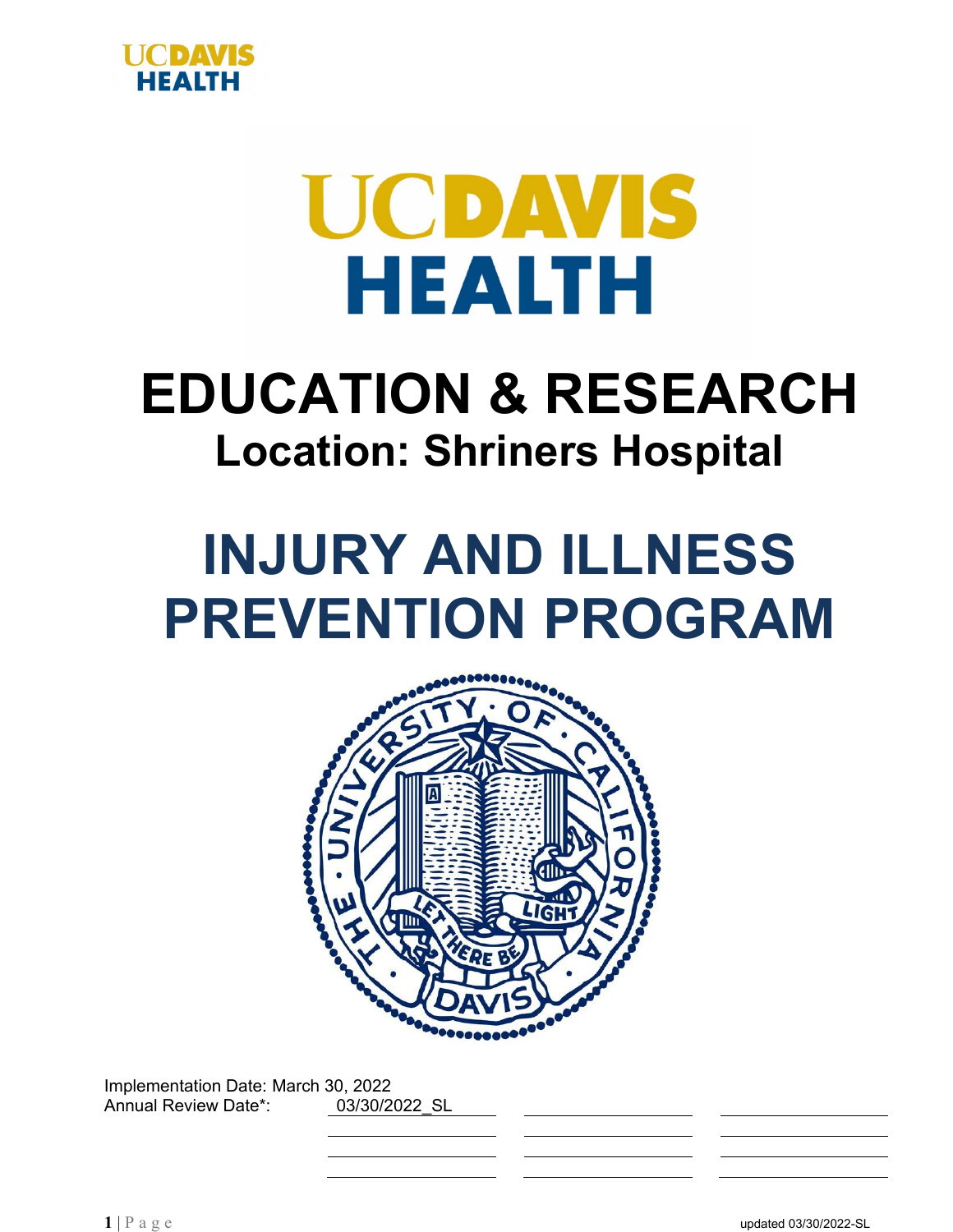UCDAVIS HEALTH

UCDAVIS HEALTH

# EDUCATION & RESEARCH

## Location: Shriners Hospital

# INJURY AND ILLNESS PREVENTION PROGRAM

Implementation Date: March 30, 2022

Annual Review Date*: 03/30/2022_SL

| | | |
|---|---|---|
| 03/30/2022_SL | | |
| | | |
| | | |
| | | |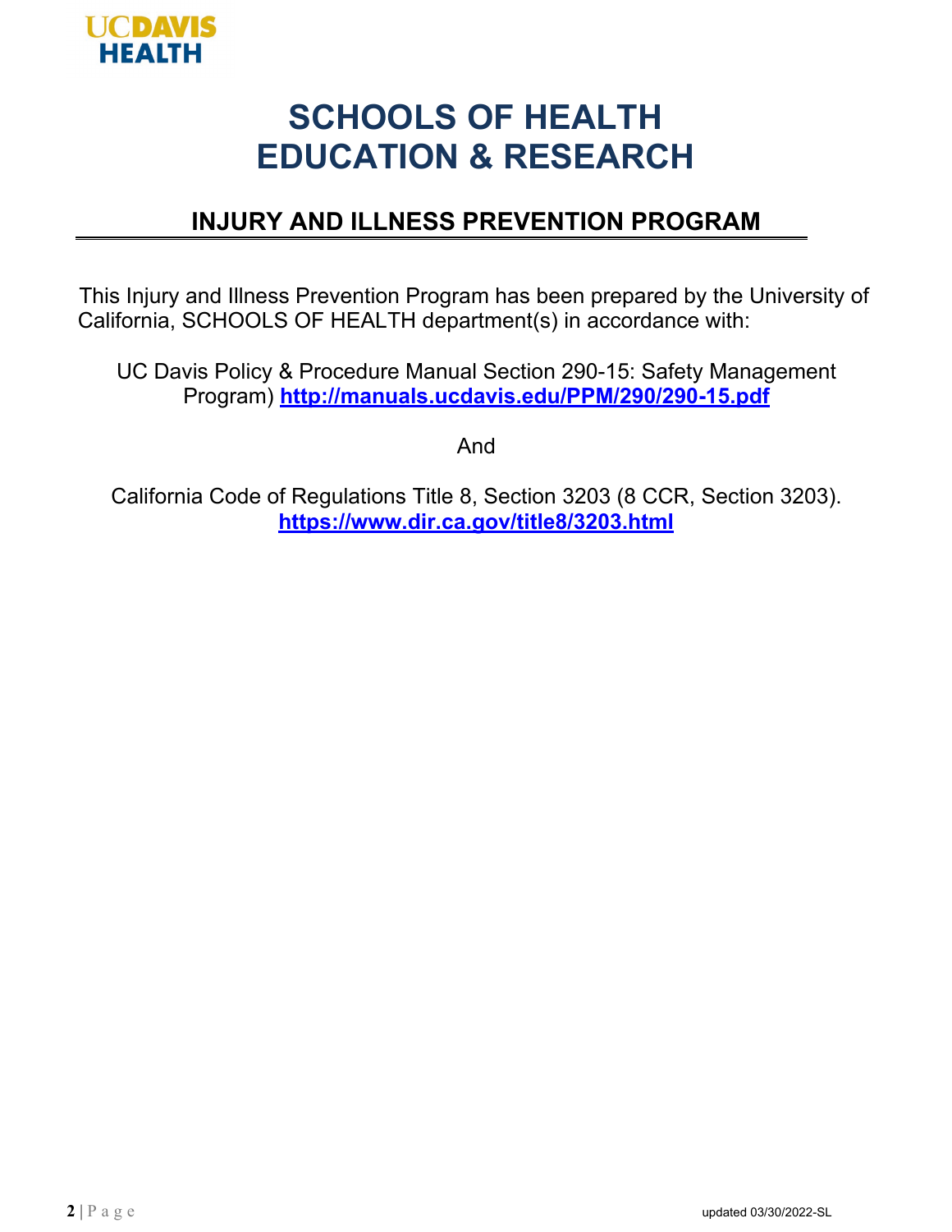# SCHOOLS OF HEALTH EDUCATION & RESEARCH

## INJURY AND ILLNESS PREVENTION PROGRAM

This Injury and Illness Prevention Program has been prepared by the University of California, SCHOOLS OF HEALTH department(s) in accordance with:

UC Davis Policy & Procedure Manual Section 290-15: Safety Management Program) **http://manuals.ucdavis.edu/PPM/290/290-15.pdf**

And

California Code of Regulations Title 8, Section 3203 (8 CCR, Section 3203). **https://www.dir.ca.gov/title8/3203.html**

updated 03/30/2022-SL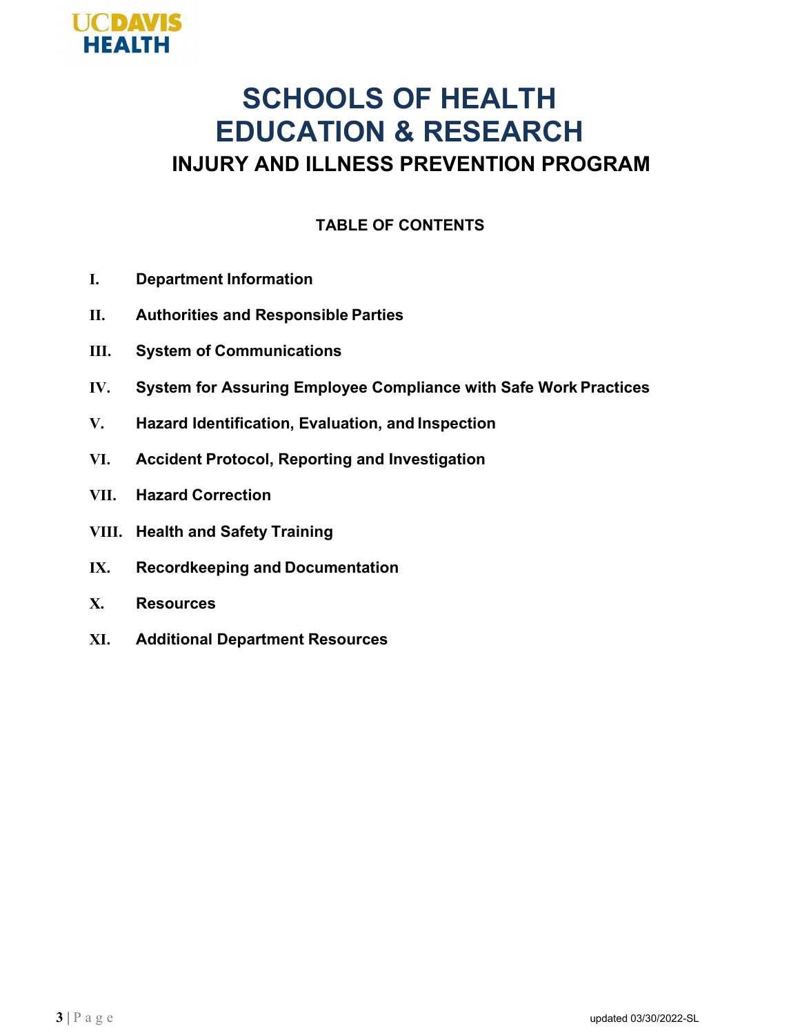UCDAVIS HEALTH

# SCHOOLS OF HEALTH EDUCATION & RESEARCH

## INJURY AND ILLNESS PREVENTION PROGRAM

### TABLE OF CONTENTS

- **I.** **Department Information**
- **II.** **Authorities and Responsible Parties**
- **III.** **System of Communications**
- **IV.** **System for Assuring Employee Compliance with Safe Work Practices**
- **V.** **Hazard Identification, Evaluation, and Inspection**
- **VI.** **Accident Protocol, Reporting and Investigation**
- **VII.** **Hazard Correction**
- **VIII.** **Health and Safety Training**
- **IX.** **Recordkeeping and Documentation**
- **X.** **Resources**
- **XI.** **Additional Department Resources**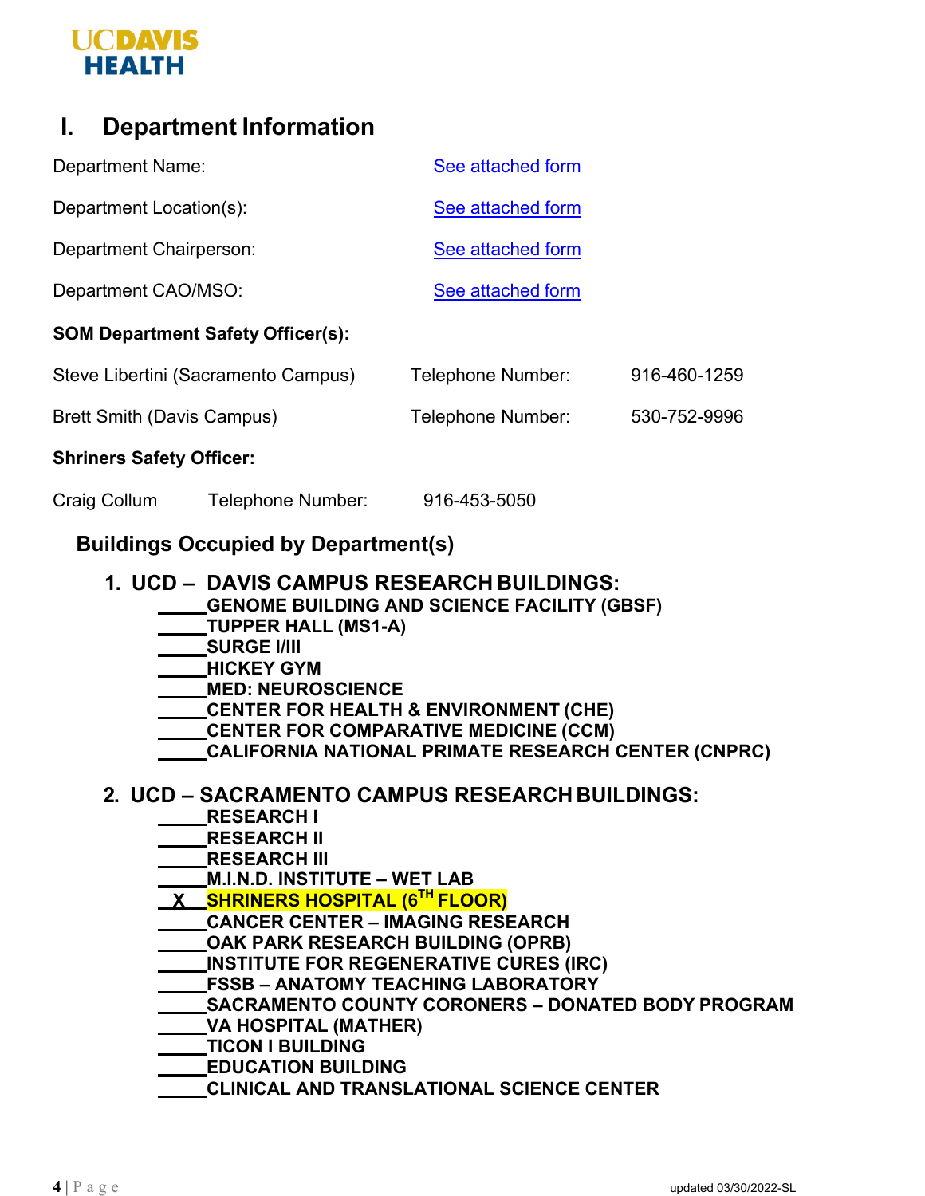## I. Department Information

Department Name: [See attached form]

Department Location(s): [See attached form]

Department Chairperson: [See attached form]

Department CAO/MSO: [See attached form]

**SOM Department Safety Officer(s):**

| | | |
|---|---|---|
| Steve Libertini (Sacramento Campus) | Telephone Number: | 916-460-1259 |
| Brett Smith (Davis Campus) | Telephone Number: | 530-752-9996 |

**Shriners Safety Officer:**

Craig Collum Telephone Number: 916-453-5050

### Buildings Occupied by Department(s)

1. **UCD – DAVIS CAMPUS RESEARCH BUILDINGS:**
   - \_\_\_\_\_ **GENOME BUILDING AND SCIENCE FACILITY (GBSF)**
   - \_\_\_\_\_ **TUPPER HALL (MS1-A)**
   - \_\_\_\_\_ **SURGE I/III**
   - \_\_\_\_\_ **HICKEY GYM**
   - \_\_\_\_\_ **MED: NEUROSCIENCE**
   - \_\_\_\_\_ **CENTER FOR HEALTH & ENVIRONMENT (CHE)**
   - \_\_\_\_\_ **CENTER FOR COMPARATIVE MEDICINE (CCM)**
   - \_\_\_\_\_ **CALIFORNIA NATIONAL PRIMATE RESEARCH CENTER (CNPRC)**

2. **UCD – SACRAMENTO CAMPUS RESEARCH BUILDINGS:**
   - \_\_\_\_\_ **RESEARCH I**
   - \_\_\_\_\_ **RESEARCH II**
   - \_\_\_\_\_ **RESEARCH III**
   - \_\_\_\_\_ **M.I.N.D. INSTITUTE – WET LAB**
   - \_\_X\_\_ **SHRINERS HOSPITAL (6TH FLOOR)**
   - \_\_\_\_\_ **CANCER CENTER – IMAGING RESEARCH**
   - \_\_\_\_\_ **OAK PARK RESEARCH BUILDING (OPRB)**
   - \_\_\_\_\_ **INSTITUTE FOR REGENERATIVE CURES (IRC)**
   - \_\_\_\_\_ **FSSB – ANATOMY TEACHING LABORATORY**
   - \_\_\_\_\_ **SACRAMENTO COUNTY CORONERS – DONATED BODY PROGRAM**
   - \_\_\_\_\_ **VA HOSPITAL (MATHER)**
   - \_\_\_\_\_ **TICON I BUILDING**
   - \_\_\_\_\_ **EDUCATION BUILDING**
   - \_\_\_\_\_ **CLINICAL AND TRANSLATIONAL SCIENCE CENTER**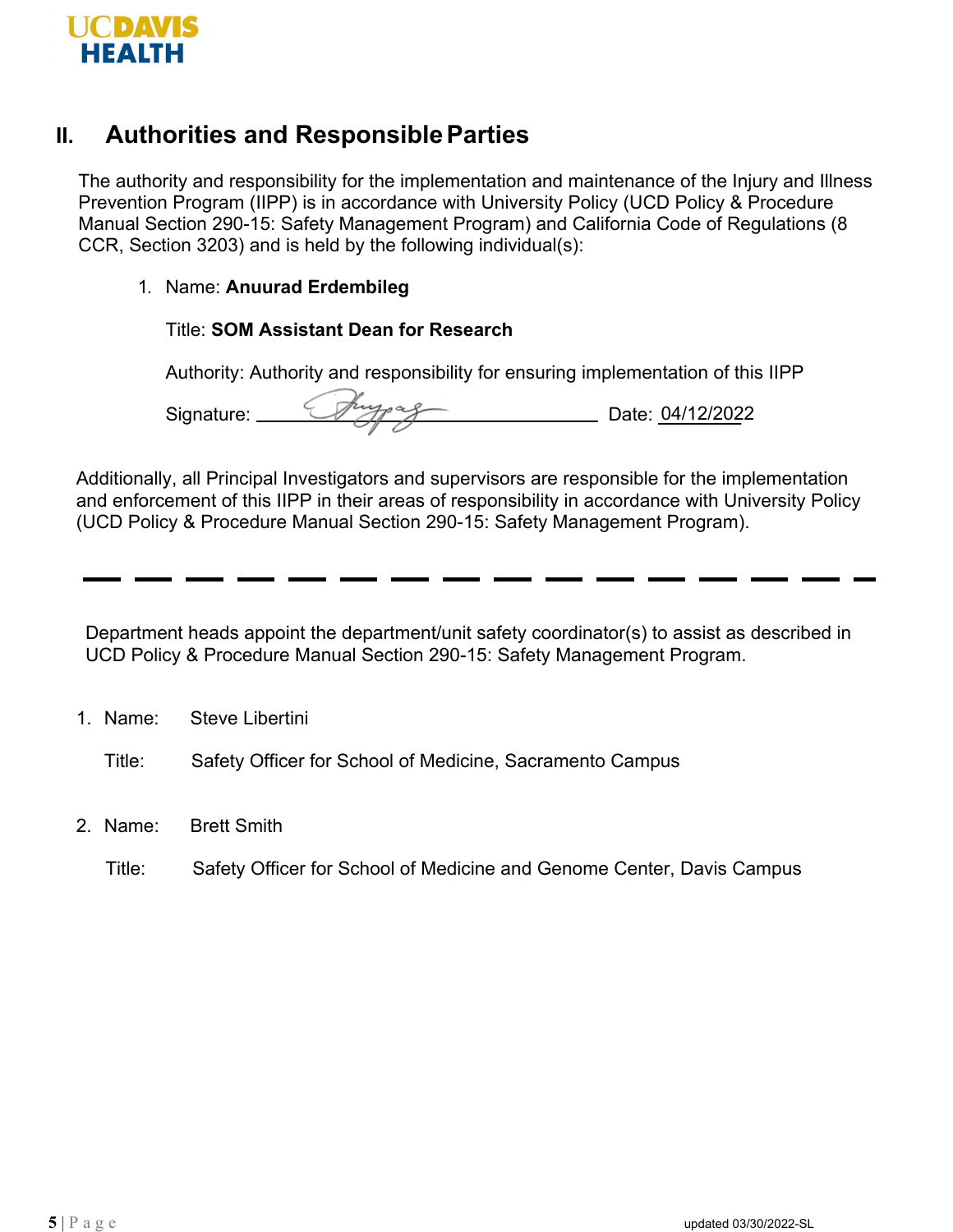## II. Authorities and Responsible Parties

The authority and responsibility for the implementation and maintenance of the Injury and Illness Prevention Program (IIPP) is in accordance with University Policy (UCD Policy & Procedure Manual Section 290-15: Safety Management Program) and California Code of Regulations (8 CCR, Section 3203) and is held by the following individual(s):

1. Name: **Anuurad Erdembileg**

   Title: **SOM Assistant Dean for Research**

   Authority: Authority and responsibility for ensuring implementation of this IIPP

   Signature: ______________________ Date: 04/12/2022

Additionally, all Principal Investigators and supervisors are responsible for the implementation and enforcement of this IIPP in their areas of responsibility in accordance with University Policy (UCD Policy & Procedure Manual Section 290-15: Safety Management Program).

---

Department heads appoint the department/unit safety coordinator(s) to assist as described in UCD Policy & Procedure Manual Section 290-15: Safety Management Program.

1. Name: Steve Libertini

   Title: Safety Officer for School of Medicine, Sacramento Campus

2. Name: Brett Smith

   Title: Safety Officer for School of Medicine and Genome Center, Davis Campus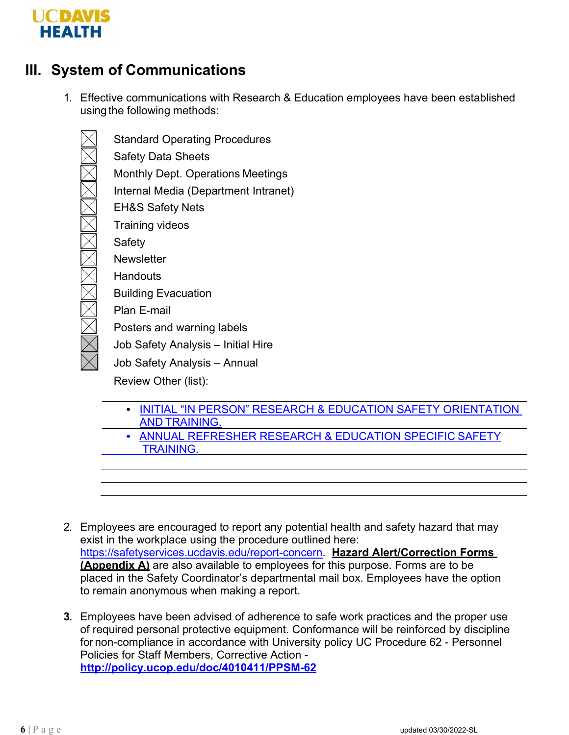## III. System of Communications

1. Effective communications with Research & Education employees have been established using the following methods:

- [x] Standard Operating Procedures
- [x] Safety Data Sheets
- [x] Monthly Dept. Operations Meetings
- [x] Internal Media (Department Intranet)
- [x] EH&S Safety Nets
- [x] Training videos
- [x] Safety
- [x] Newsletter
- [x] Handouts
- [x] Building Evacuation
- [x] Plan E-mail
- [x] Posters and warning labels
- [x] Job Safety Analysis – Initial Hire
- [x] Job Safety Analysis – Annual

Review Other (list):

- INITIAL "IN PERSON" RESEARCH & EDUCATION SAFETY ORIENTATION AND TRAINING.
- ANNUAL REFRESHER RESEARCH & EDUCATION SPECIFIC SAFETY TRAINING.

2. Employees are encouraged to report any potential health and safety hazard that may exist in the workplace using the procedure outlined here: https://safetyservices.ucdavis.edu/report-concern. **Hazard Alert/Correction Forms (Appendix A)** are also available to employees for this purpose. Forms are to be placed in the Safety Coordinator's departmental mail box. Employees have the option to remain anonymous when making a report.

3. Employees have been advised of adherence to safe work practices and the proper use of required personal protective equipment. Conformance will be reinforced by discipline for non-compliance in accordance with University policy UC Procedure 62 - Personnel Policies for Staff Members, Corrective Action - **http://policy.ucop.edu/doc/4010411/PPSM-62**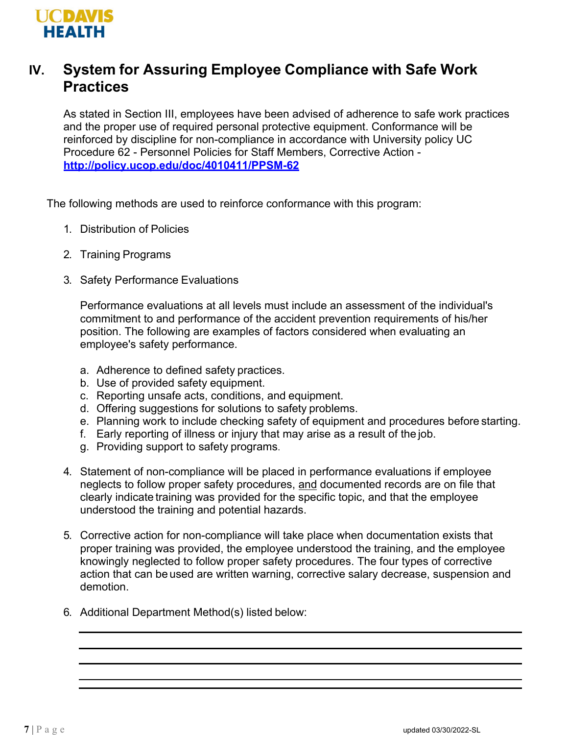## IV. System for Assuring Employee Compliance with Safe Work Practices

As stated in Section III, employees have been advised of adherence to safe work practices and the proper use of required personal protective equipment. Conformance will be reinforced by discipline for non-compliance in accordance with University policy UC Procedure 62 - Personnel Policies for Staff Members, Corrective Action - **http://policy.ucop.edu/doc/4010411/PPSM-62**

The following methods are used to reinforce conformance with this program:

1. Distribution of Policies

2. Training Programs

3. Safety Performance Evaluations

   Performance evaluations at all levels must include an assessment of the individual's commitment to and performance of the accident prevention requirements of his/her position. The following are examples of factors considered when evaluating an employee's safety performance.

   a. Adherence to defined safety practices.
   b. Use of provided safety equipment.
   c. Reporting unsafe acts, conditions, and equipment.
   d. Offering suggestions for solutions to safety problems.
   e. Planning work to include checking safety of equipment and procedures before starting.
   f. Early reporting of illness or injury that may arise as a result of the job.
   g. Providing support to safety programs.

4. Statement of non-compliance will be placed in performance evaluations if employee neglects to follow proper safety procedures, and documented records are on file that clearly indicate training was provided for the specific topic, and that the employee understood the training and potential hazards.

5. Corrective action for non-compliance will take place when documentation exists that proper training was provided, the employee understood the training, and the employee knowingly neglected to follow proper safety procedures. The four types of corrective action that can be used are written warning, corrective salary decrease, suspension and demotion.

6. Additional Department Method(s) listed below:

   \_\_\_\_\_\_\_\_\_\_\_\_\_\_\_\_\_\_\_\_\_\_\_\_\_\_\_\_\_\_\_\_\_\_\_\_\_\_\_\_

   \_\_\_\_\_\_\_\_\_\_\_\_\_\_\_\_\_\_\_\_\_\_\_\_\_\_\_\_\_\_\_\_\_\_\_\_\_\_\_\_

   \_\_\_\_\_\_\_\_\_\_\_\_\_\_\_\_\_\_\_\_\_\_\_\_\_\_\_\_\_\_\_\_\_\_\_\_\_\_\_\_

   \_\_\_\_\_\_\_\_\_\_\_\_\_\_\_\_\_\_\_\_\_\_\_\_\_\_\_\_\_\_\_\_\_\_\_\_\_\_\_\_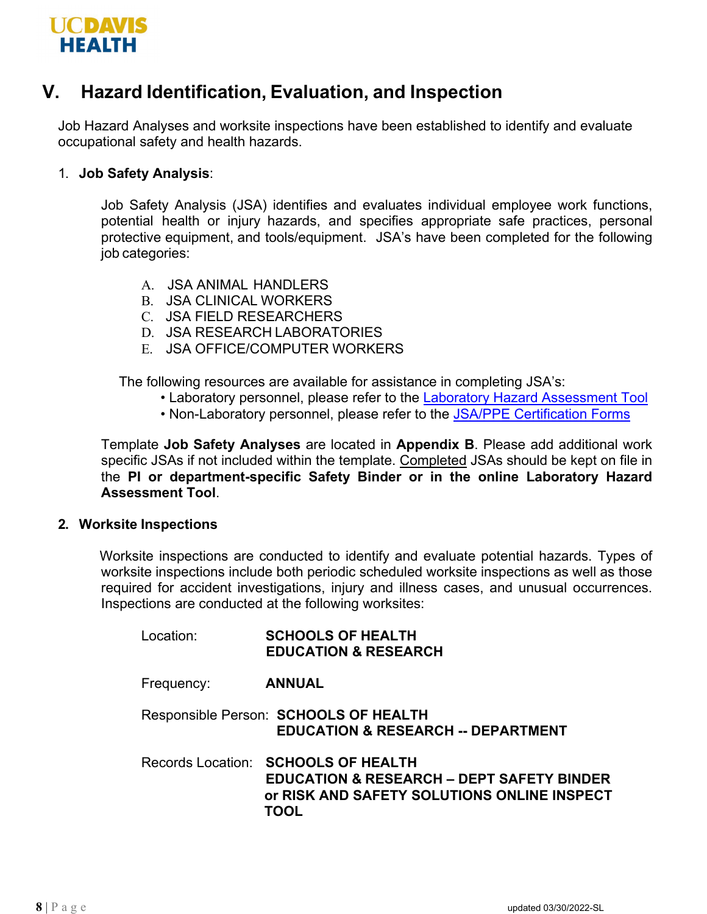## V. Hazard Identification, Evaluation, and Inspection

Job Hazard Analyses and worksite inspections have been established to identify and evaluate occupational safety and health hazards.

1. **Job Safety Analysis**:

   Job Safety Analysis (JSA) identifies and evaluates individual employee work functions, potential health or injury hazards, and specifies appropriate safe practices, personal protective equipment, and tools/equipment. JSA's have been completed for the following job categories:

   A. JSA ANIMAL HANDLERS
   B. JSA CLINICAL WORKERS
   C. JSA FIELD RESEARCHERS
   D. JSA RESEARCH LABORATORIES
   E. JSA OFFICE/COMPUTER WORKERS

   The following resources are available for assistance in completing JSA's:

   - Laboratory personnel, please refer to the Laboratory Hazard Assessment Tool
   - Non-Laboratory personnel, please refer to the JSA/PPE Certification Forms

   Template **Job Safety Analyses** are located in **Appendix B**. Please add additional work specific JSAs if not included within the template. Completed JSAs should be kept on file in the **PI or department-specific Safety Binder or in the online Laboratory Hazard Assessment Tool**.

2. **Worksite Inspections**

   Worksite inspections are conducted to identify and evaluate potential hazards. Types of worksite inspections include both periodic scheduled worksite inspections as well as those required for accident investigations, injury and illness cases, and unusual occurrences. Inspections are conducted at the following worksites:

   Location: **SCHOOLS OF HEALTH EDUCATION & RESEARCH**

   Frequency: **ANNUAL**

   Responsible Person: **SCHOOLS OF HEALTH EDUCATION & RESEARCH -- DEPARTMENT**

   Records Location: **SCHOOLS OF HEALTH EDUCATION & RESEARCH – DEPT SAFETY BINDER or RISK AND SAFETY SOLUTIONS ONLINE INSPECT TOOL**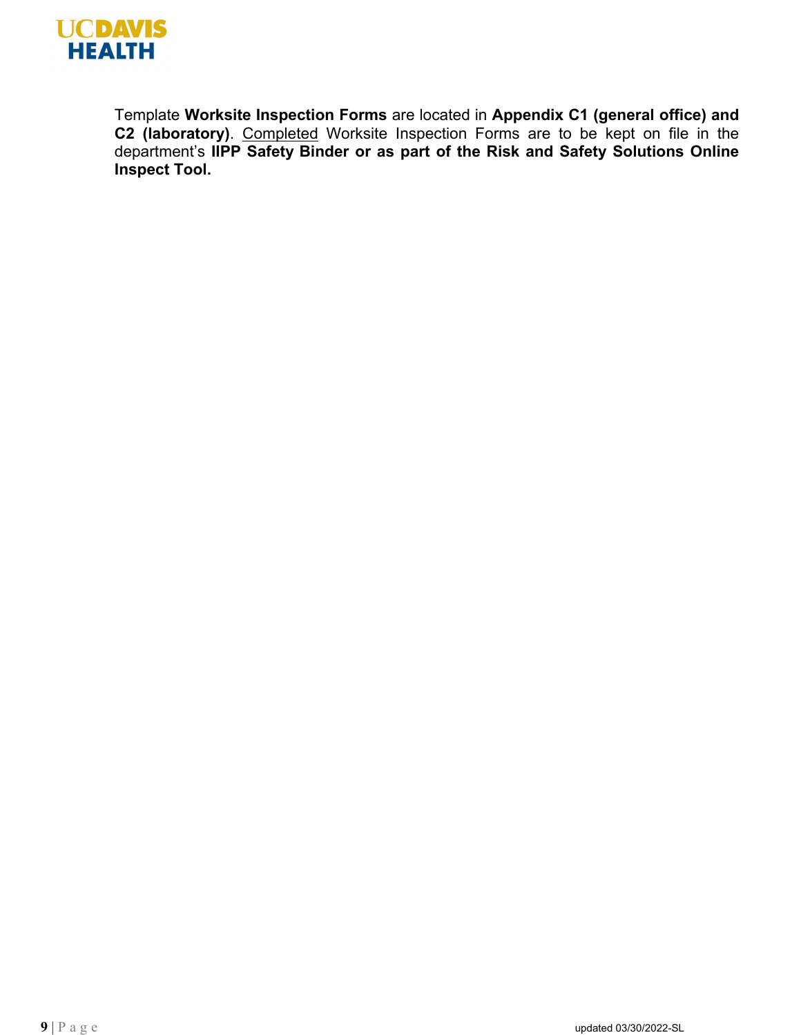Template **Worksite Inspection Forms** are located in **Appendix C1 (general office) and C2 (laboratory)**. Completed Worksite Inspection Forms are to be kept on file in the department's **IIPP Safety Binder or as part of the Risk and Safety Solutions Online Inspect Tool.**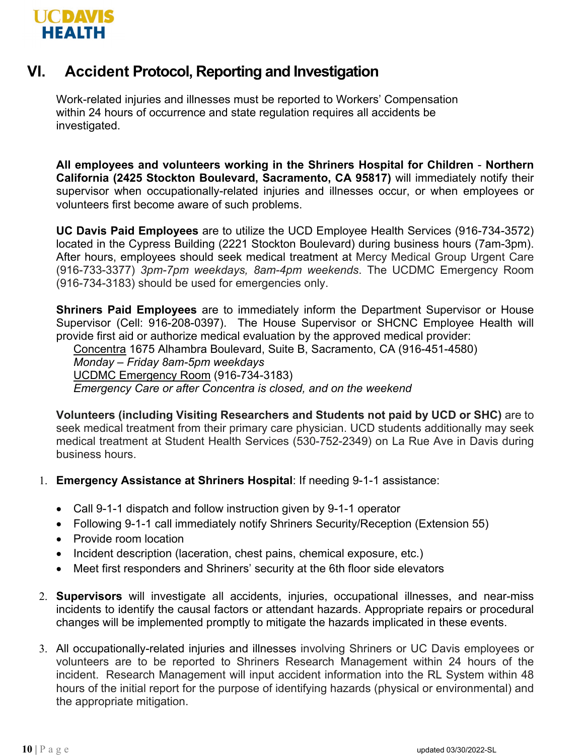## VI. Accident Protocol, Reporting and Investigation

Work-related injuries and illnesses must be reported to Workers' Compensation within 24 hours of occurrence and state regulation requires all accidents be investigated.

**All employees and volunteers working in the Shriners Hospital for Children - Northern California (2425 Stockton Boulevard, Sacramento, CA 95817)** will immediately notify their supervisor when occupationally-related injuries and illnesses occur, or when employees or volunteers first become aware of such problems.

**UC Davis Paid Employees** are to utilize the UCD Employee Health Services (916-734-3572) located in the Cypress Building (2221 Stockton Boulevard) during business hours (7am-3pm). After hours, employees should seek medical treatment at Mercy Medical Group Urgent Care (916-733-3377) *3pm-7pm weekdays, 8am-4pm weekends*. The UCDMC Emergency Room (916-734-3183) should be used for emergencies only.

**Shriners Paid Employees** are to immediately inform the Department Supervisor or House Supervisor (Cell: 916-208-0397). The House Supervisor or SHCNC Employee Health will provide first aid or authorize medical evaluation by the approved medical provider:

Concentra 1675 Alhambra Boulevard, Suite B, Sacramento, CA (916-451-4580)
*Monday – Friday 8am-5pm weekdays*
UCDMC Emergency Room (916-734-3183)
*Emergency Care or after Concentra is closed, and on the weekend*

**Volunteers (including Visiting Researchers and Students not paid by UCD or SHC)** are to seek medical treatment from their primary care physician. UCD students additionally may seek medical treatment at Student Health Services (530-752-2349) on La Rue Ave in Davis during business hours.

1. **Emergency Assistance at Shriners Hospital**: If needing 9-1-1 assistance:

   - Call 9-1-1 dispatch and follow instruction given by 9-1-1 operator
   - Following 9-1-1 call immediately notify Shriners Security/Reception (Extension 55)
   - Provide room location
   - Incident description (laceration, chest pains, chemical exposure, etc.)
   - Meet first responders and Shriners' security at the 6th floor side elevators

2. **Supervisors** will investigate all accidents, injuries, occupational illnesses, and near-miss incidents to identify the causal factors or attendant hazards. Appropriate repairs or procedural changes will be implemented promptly to mitigate the hazards implicated in these events.

3. All occupationally-related injuries and illnesses involving Shriners or UC Davis employees or volunteers are to be reported to Shriners Research Management within 24 hours of the incident. Research Management will input accident information into the RL System within 48 hours of the initial report for the purpose of identifying hazards (physical or environmental) and the appropriate mitigation.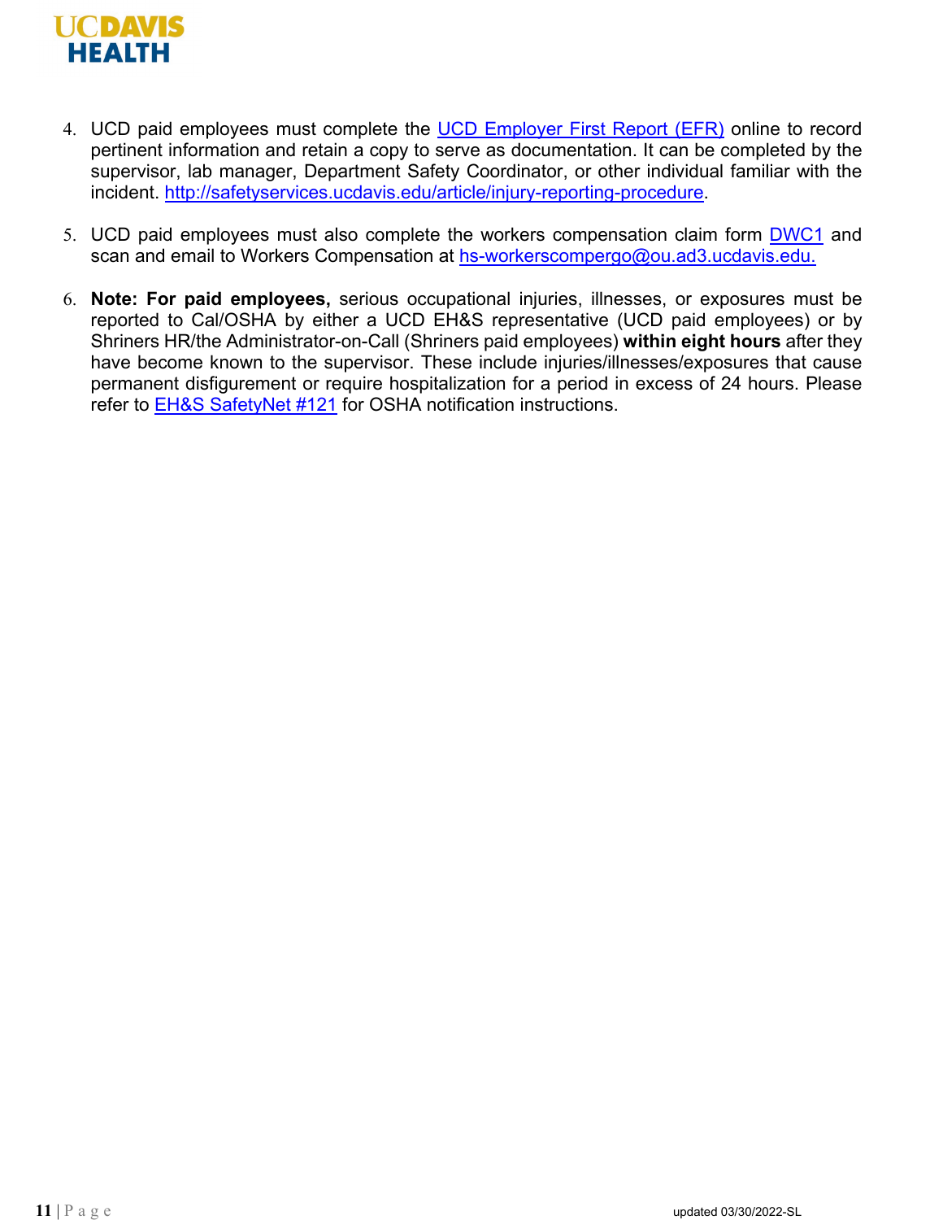4. UCD paid employees must complete the [UCD Employer First Report (EFR)]() online to record pertinent information and retain a copy to serve as documentation. It can be completed by the supervisor, lab manager, Department Safety Coordinator, or other individual familiar with the incident. http://safetyservices.ucdavis.edu/article/injury-reporting-procedure.

5. UCD paid employees must also complete the workers compensation claim form DWC1 and scan and email to Workers Compensation at hs-workerscompergo@ou.ad3.ucdavis.edu.

6. **Note: For paid employees,** serious occupational injuries, illnesses, or exposures must be reported to Cal/OSHA by either a UCD EH&S representative (UCD paid employees) or by Shriners HR/the Administrator-on-Call (Shriners paid employees) **within eight hours** after they have become known to the supervisor. These include injuries/illnesses/exposures that cause permanent disfigurement or require hospitalization for a period in excess of 24 hours. Please refer to EH&S SafetyNet #121 for OSHA notification instructions.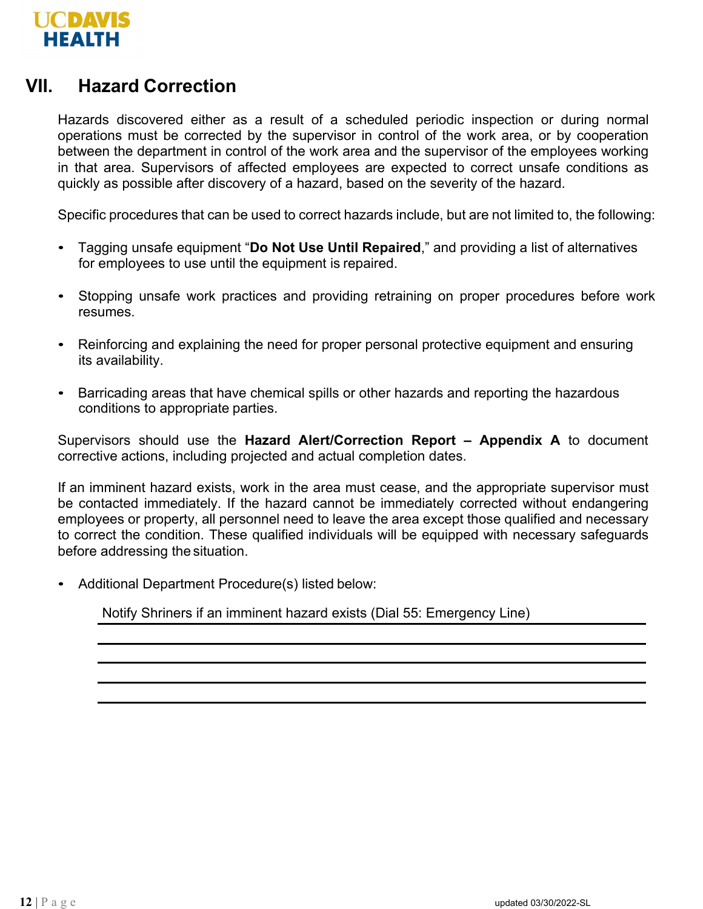## VII. Hazard Correction

Hazards discovered either as a result of a scheduled periodic inspection or during normal operations must be corrected by the supervisor in control of the work area, or by cooperation between the department in control of the work area and the supervisor of the employees working in that area. Supervisors of affected employees are expected to correct unsafe conditions as quickly as possible after discovery of a hazard, based on the severity of the hazard.

Specific procedures that can be used to correct hazards include, but are not limited to, the following:

- Tagging unsafe equipment "**Do Not Use Until Repaired**," and providing a list of alternatives for employees to use until the equipment is repaired.
- Stopping unsafe work practices and providing retraining on proper procedures before work resumes.
- Reinforcing and explaining the need for proper personal protective equipment and ensuring its availability.
- Barricading areas that have chemical spills or other hazards and reporting the hazardous conditions to appropriate parties.

Supervisors should use the **Hazard Alert/Correction Report – Appendix A** to document corrective actions, including projected and actual completion dates.

If an imminent hazard exists, work in the area must cease, and the appropriate supervisor must be contacted immediately. If the hazard cannot be immediately corrected without endangering employees or property, all personnel need to leave the area except those qualified and necessary to correct the condition. These qualified individuals will be equipped with necessary safeguards before addressing the situation.

- Additional Department Procedure(s) listed below:

  Notify Shriners if an imminent hazard exists (Dial 55: Emergency Line)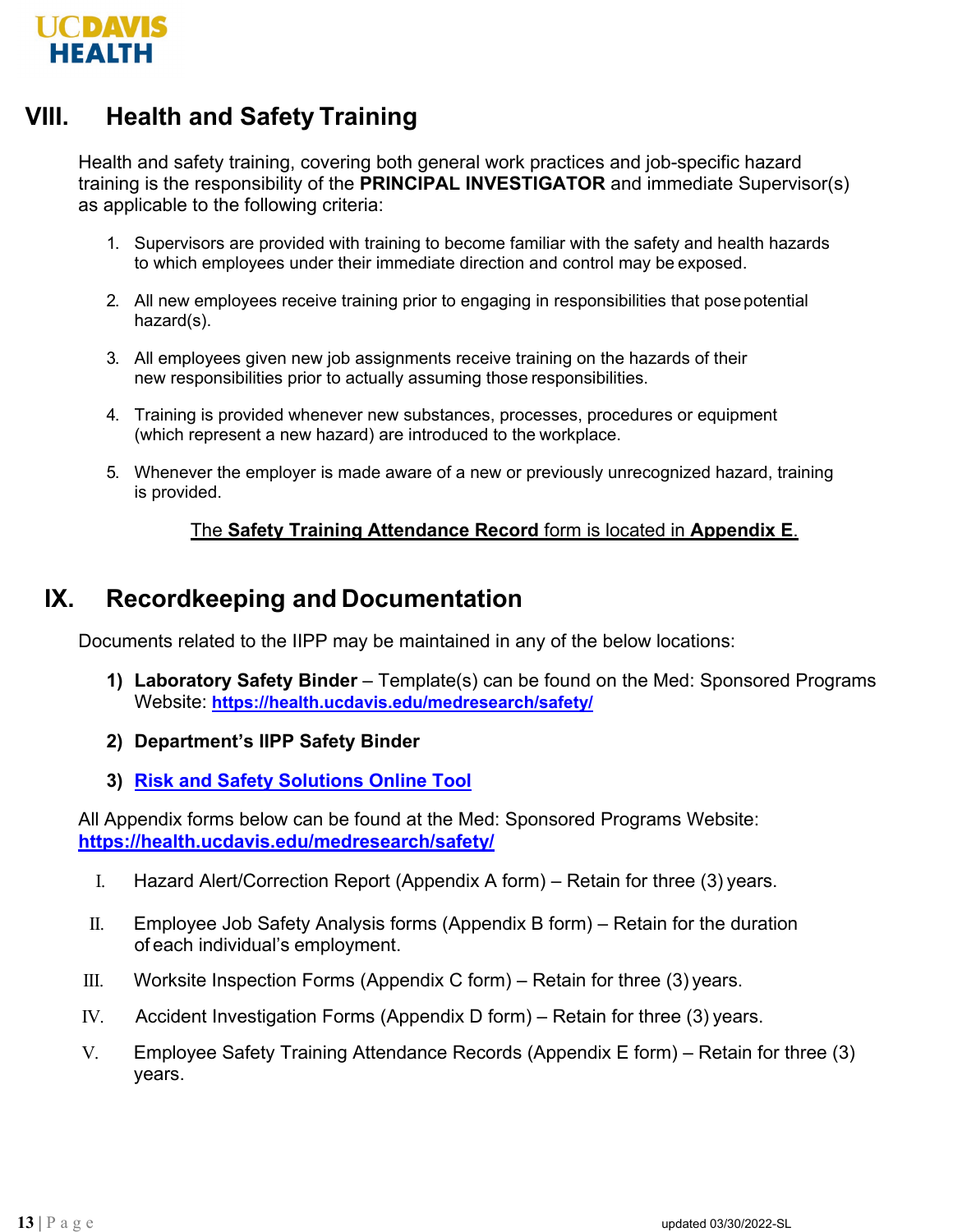## VIII. Health and Safety Training

Health and safety training, covering both general work practices and job-specific hazard training is the responsibility of the **PRINCIPAL INVESTIGATOR** and immediate Supervisor(s) as applicable to the following criteria:

1. Supervisors are provided with training to become familiar with the safety and health hazards to which employees under their immediate direction and control may be exposed.

2. All new employees receive training prior to engaging in responsibilities that pose potential hazard(s).

3. All employees given new job assignments receive training on the hazards of their new responsibilities prior to actually assuming those responsibilities.

4. Training is provided whenever new substances, processes, procedures or equipment (which represent a new hazard) are introduced to the workplace.

5. Whenever the employer is made aware of a new or previously unrecognized hazard, training is provided.

The **Safety Training Attendance Record** form is located in **Appendix E**.

## IX. Recordkeeping and Documentation

Documents related to the IIPP may be maintained in any of the below locations:

1) **Laboratory Safety Binder** – Template(s) can be found on the Med: Sponsored Programs Website: **https://health.ucdavis.edu/medresearch/safety/**

2) **Department's IIPP Safety Binder**

3) **Risk and Safety Solutions Online Tool**

All Appendix forms below can be found at the Med: Sponsored Programs Website: **https://health.ucdavis.edu/medresearch/safety/**

I. Hazard Alert/Correction Report (Appendix A form) – Retain for three (3) years.

II. Employee Job Safety Analysis forms (Appendix B form) – Retain for the duration of each individual's employment.

III. Worksite Inspection Forms (Appendix C form) – Retain for three (3) years.

IV. Accident Investigation Forms (Appendix D form) – Retain for three (3) years.

V. Employee Safety Training Attendance Records (Appendix E form) – Retain for three (3) years.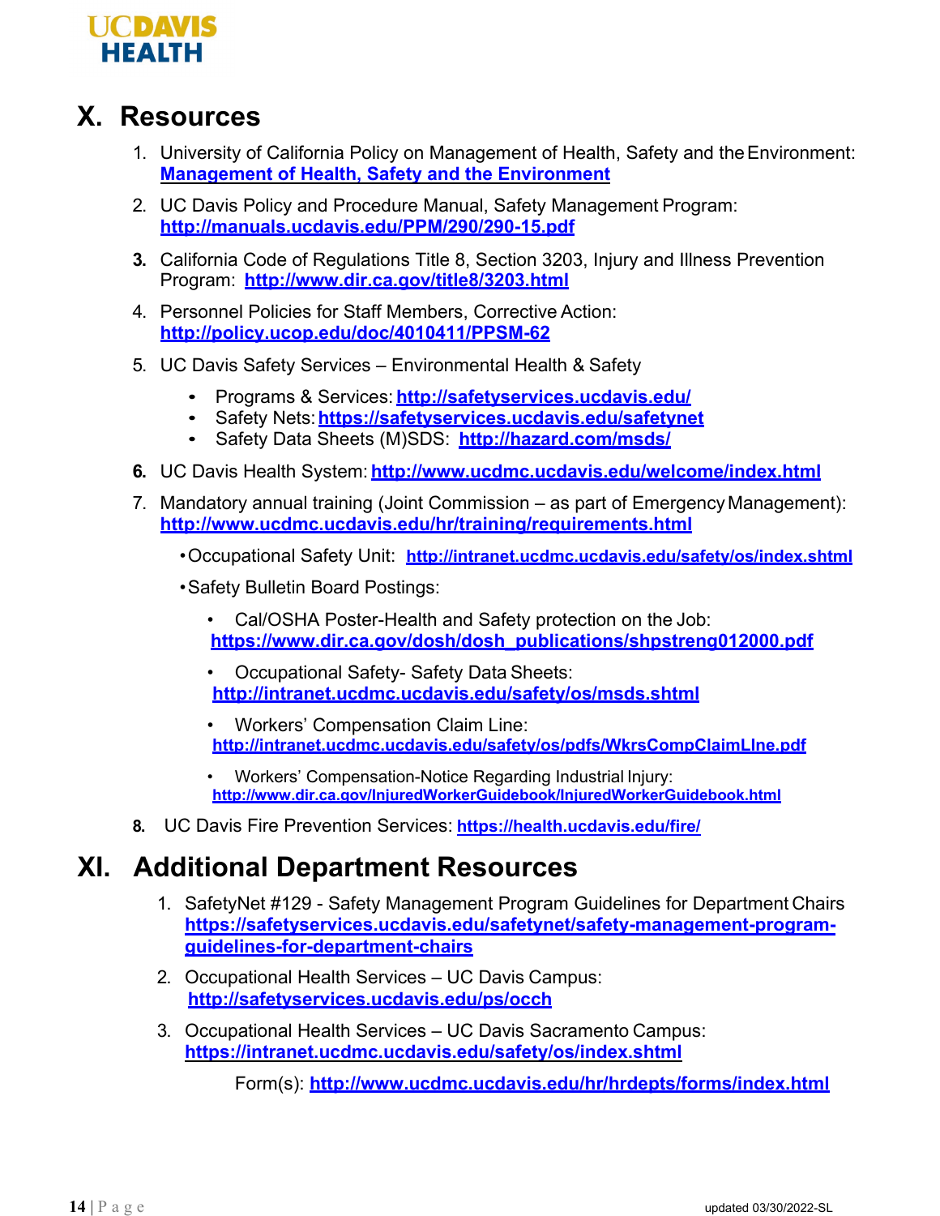## X. Resources

1. University of California Policy on Management of Health, Safety and the Environment: **Management of Health, Safety and the Environment**
2. UC Davis Policy and Procedure Manual, Safety Management Program: **http://manuals.ucdavis.edu/PPM/290/290-15.pdf**
3. California Code of Regulations Title 8, Section 3203, Injury and Illness Prevention Program: **http://www.dir.ca.gov/title8/3203.html**
4. Personnel Policies for Staff Members, Corrective Action: **http://policy.ucop.edu/doc/4010411/PPSM-62**
5. UC Davis Safety Services – Environmental Health & Safety
   - Programs & Services: **http://safetyservices.ucdavis.edu/**
   - Safety Nets: **https://safetyservices.ucdavis.edu/safetynet**
   - Safety Data Sheets (M)SDS: **http://hazard.com/msds/**
6. UC Davis Health System: **http://www.ucdmc.ucdavis.edu/welcome/index.html**
7. Mandatory annual training (Joint Commission – as part of Emergency Management): **http://www.ucdmc.ucdavis.edu/hr/training/requirements.html**
   - Occupational Safety Unit: **http://intranet.ucdmc.ucdavis.edu/safety/os/index.shtml**
   - Safety Bulletin Board Postings:
     - Cal/OSHA Poster-Health and Safety protection on the Job: **https://www.dir.ca.gov/dosh/dosh_publications/shpstreng012000.pdf**
     - Occupational Safety- Safety Data Sheets: **http://intranet.ucdmc.ucdavis.edu/safety/os/msds.shtml**
     - Workers' Compensation Claim Line: **http://intranet.ucdmc.ucdavis.edu/safety/os/pdfs/WkrsCompClaimLIne.pdf**
     - Workers' Compensation-Notice Regarding Industrial Injury: **http://www.dir.ca.gov/InjuredWorkerGuidebook/InjuredWorkerGuidebook.html**
8. UC Davis Fire Prevention Services: **https://health.ucdavis.edu/fire/**

## XI. Additional Department Resources

1. SafetyNet #129 - Safety Management Program Guidelines for Department Chairs **https://safetyservices.ucdavis.edu/safetynet/safety-management-program-guidelines-for-department-chairs**
2. Occupational Health Services – UC Davis Campus: **http://safetyservices.ucdavis.edu/ps/occh**
3. Occupational Health Services – UC Davis Sacramento Campus: **https://intranet.ucdmc.ucdavis.edu/safety/os/index.shtml**

   Form(s): **http://www.ucdmc.ucdavis.edu/hr/hrdepts/forms/index.html**

updated 03/30/2022-SL